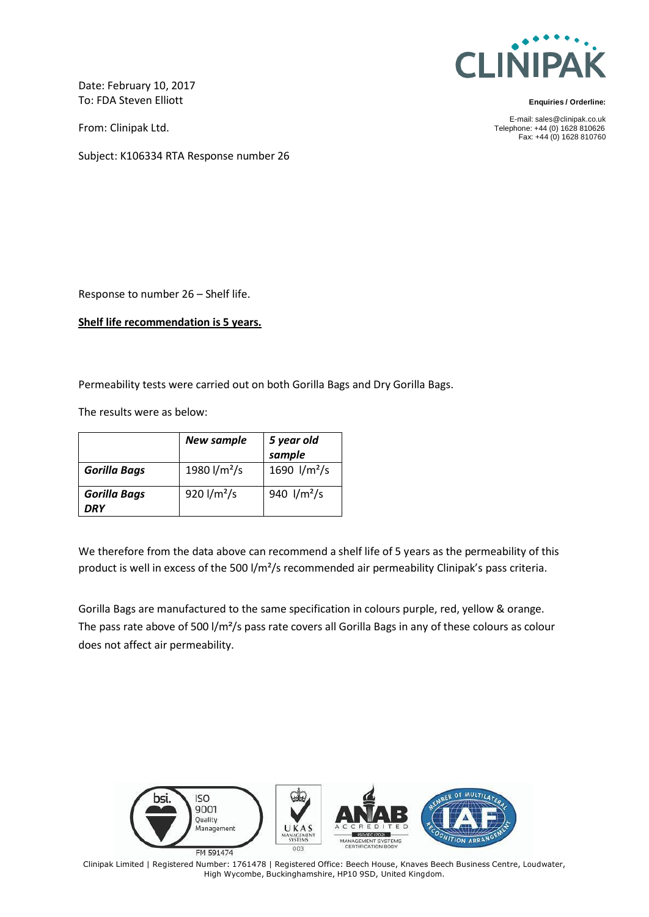Date: February 10, 2017
To: FDA Steven Elliott

From: Clinipak Ltd.

Subject: K106334 RTA Response number 26

**Enquiries / Orderline:**

E-mail: sales@clinipak.co.uk
Telephone: +44 (0) 1628 810626
Fax: +44 (0) 1628 810760

Response to number 26 – Shelf life.

**Shelf life recommendation is 5 years.**

Permeability tests were carried out on both Gorilla Bags and Dry Gorilla Bags.

The results were as below:

| | ***New sample*** | ***5 year old sample*** |
|---|---|---|
| ***Gorilla Bags*** | 1980 $l/m^2/s$ | 1690 $l/m^2/s$ |
| ***Gorilla Bags DRY*** | 920 $l/m^2/s$ | 940 $l/m^2/s$ |

We therefore from the data above can recommend a shelf life of 5 years as the permeability of this product is well in excess of the 500 $l/m^2/s$ recommended air permeability Clinipak's pass criteria.

Gorilla Bags are manufactured to the same specification in colours purple, red, yellow & orange. The pass rate above of 500 $l/m^2/s$ pass rate covers all Gorilla Bags in any of these colours as colour does not affect air permeability.

FM 591474

Clinipak Limited | Registered Number: 1761478 | Registered Office: Beech House, Knaves Beech Business Centre, Loudwater, High Wycombe, Buckinghamshire, HP10 9SD, United Kingdom.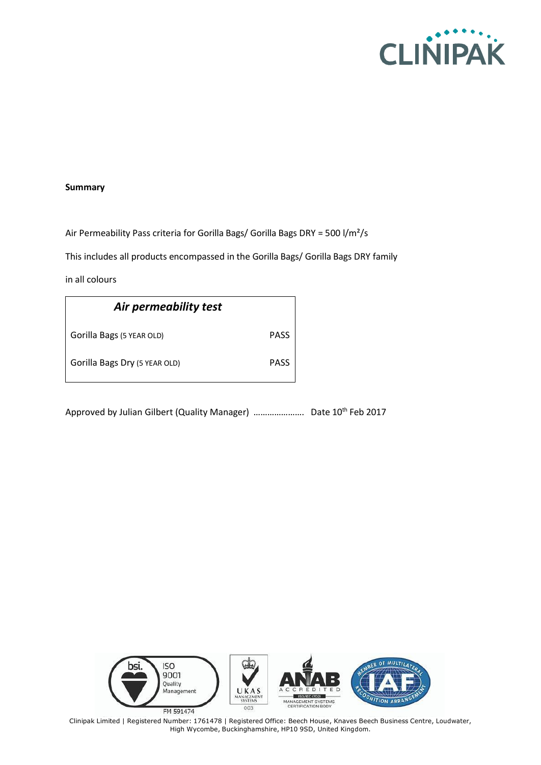**Summary**

Air Permeability Pass criteria for Gorilla Bags/ Gorilla Bags DRY = 500 $l/m^2/s$

This includes all products encompassed in the Gorilla Bags/ Gorilla Bags DRY family

in all colours

| ***Air permeability test*** | |
|---|---|
| Gorilla Bags (5 YEAR OLD) | PASS |
| Gorilla Bags Dry (5 YEAR OLD) | PASS |

Approved by Julian Gilbert (Quality Manager) …………………. Date 10th Feb 2017

Clinipak Limited | Registered Number: 1761478 | Registered Office: Beech House, Knaves Beech Business Centre, Loudwater, High Wycombe, Buckinghamshire, HP10 9SD, United Kingdom.